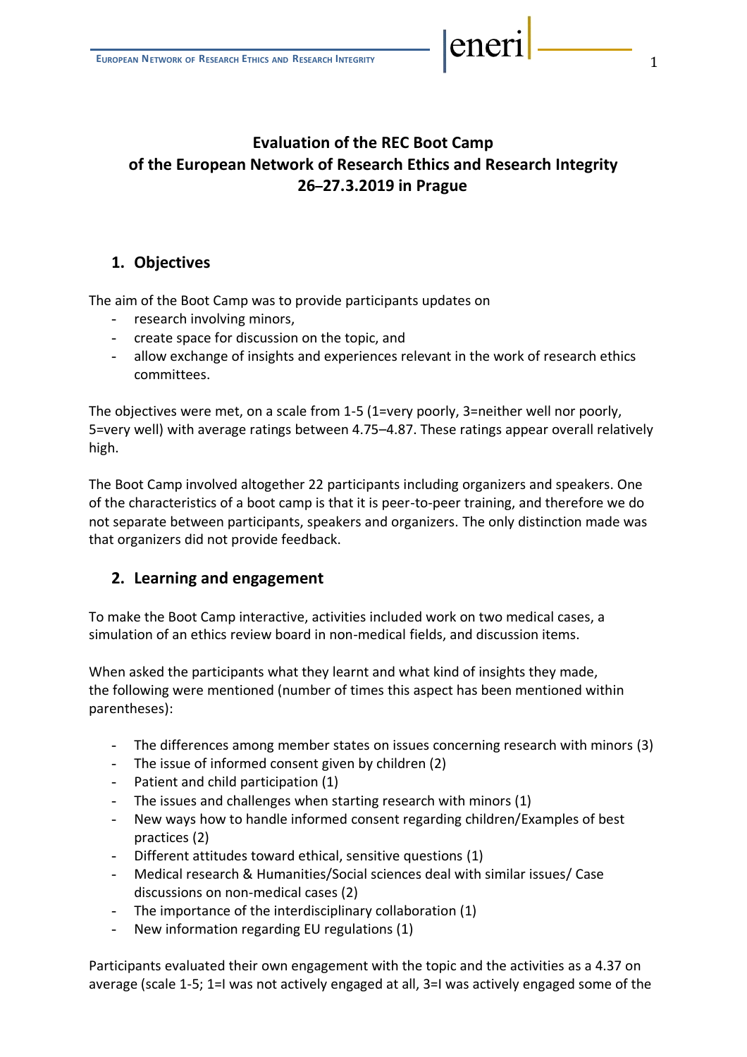# Evaluation of the REC Boot Camp of the European Network of Research Ethics and Research Integrity 26–27.3.2019 in Prague

## 1. Objectives

The aim of the Boot Camp was to provide participants updates on

- research involving minors,
- create space for discussion on the topic, and
- allow exchange of insights and experiences relevant in the work of research ethics committees.

The objectives were met, on a scale from 1-5 (1=very poorly, 3=neither well nor poorly, 5=very well) with average ratings between 4.75–4.87. These ratings appear overall relatively high.

The Boot Camp involved altogether 22 participants including organizers and speakers. One of the characteristics of a boot camp is that it is peer-to-peer training, and therefore we do not separate between participants, speakers and organizers. The only distinction made was that organizers did not provide feedback.

## 2. Learning and engagement

To make the Boot Camp interactive, activities included work on two medical cases, a simulation of an ethics review board in non-medical fields, and discussion items.

When asked the participants what they learnt and what kind of insights they made, the following were mentioned (number of times this aspect has been mentioned within parentheses):

- The differences among member states on issues concerning research with minors (3)
- The issue of informed consent given by children (2)
- Patient and child participation (1)
- The issues and challenges when starting research with minors (1)
- New ways how to handle informed consent regarding children/Examples of best practices (2)
- Different attitudes toward ethical, sensitive questions (1)
- Medical research & Humanities/Social sciences deal with similar issues/ Case discussions on non-medical cases (2)
- The importance of the interdisciplinary collaboration (1)
- New information regarding EU regulations (1)

Participants evaluated their own engagement with the topic and the activities as a 4.37 on average (scale 1-5; 1=I was not actively engaged at all, 3=I was actively engaged some of the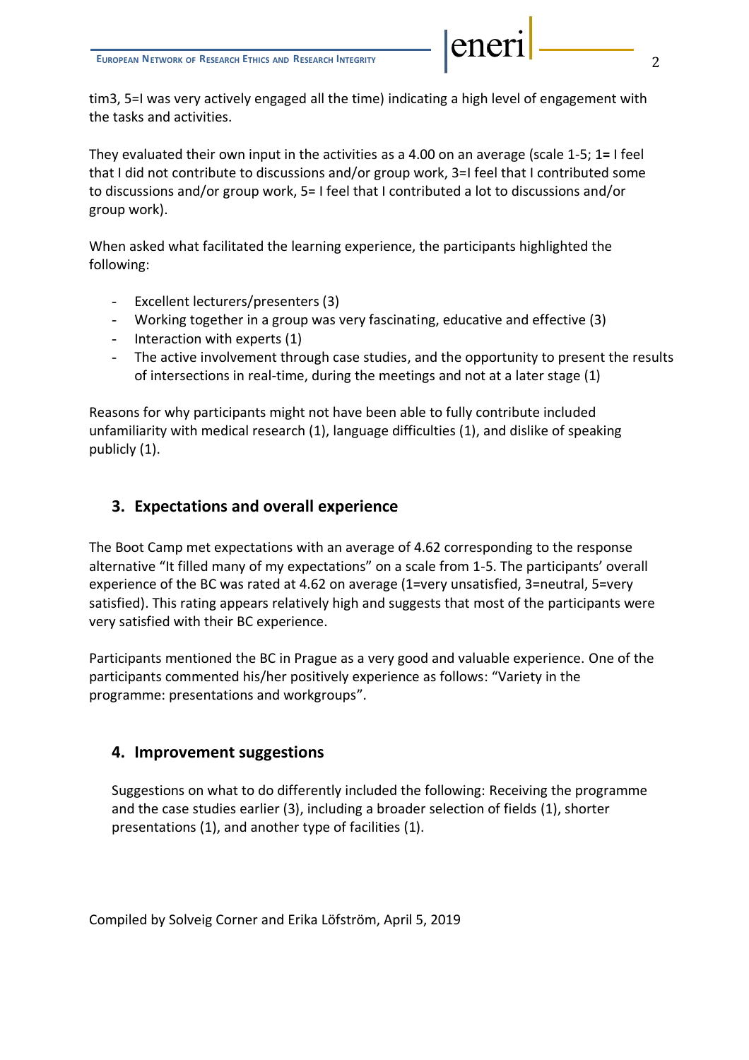tim3, 5=I was very actively engaged all the time) indicating a high level of engagement with the tasks and activities.

They evaluated their own input in the activities as a 4.00 on an average (scale 1-5; 1= I feel that I did not contribute to discussions and/or group work, 3=I feel that I contributed some to discussions and/or group work, 5= I feel that I contributed a lot to discussions and/or group work).

When asked what facilitated the learning experience, the participants highlighted the following:

- Excellent lecturers/presenters (3)
- Working together in a group was very fascinating, educative and effective (3)
- Interaction with experts (1)
- The active involvement through case studies, and the opportunity to present the results of intersections in real-time, during the meetings and not at a later stage (1)

Reasons for why participants might not have been able to fully contribute included unfamiliarity with medical research (1), language difficulties (1), and dislike of speaking publicly (1).

## 3. Expectations and overall experience

The Boot Camp met expectations with an average of 4.62 corresponding to the response alternative "It filled many of my expectations" on a scale from 1-5. The participants' overall experience of the BC was rated at 4.62 on average (1=very unsatisfied, 3=neutral, 5=very satisfied). This rating appears relatively high and suggests that most of the participants were very satisfied with their BC experience.

Participants mentioned the BC in Prague as a very good and valuable experience. One of the participants commented his/her positively experience as follows: "Variety in the programme: presentations and workgroups".

## 4. Improvement suggestions

Suggestions on what to do differently included the following: Receiving the programme and the case studies earlier (3), including a broader selection of fields (1), shorter presentations (1), and another type of facilities (1).

Compiled by Solveig Corner and Erika Löfström, April 5, 2019